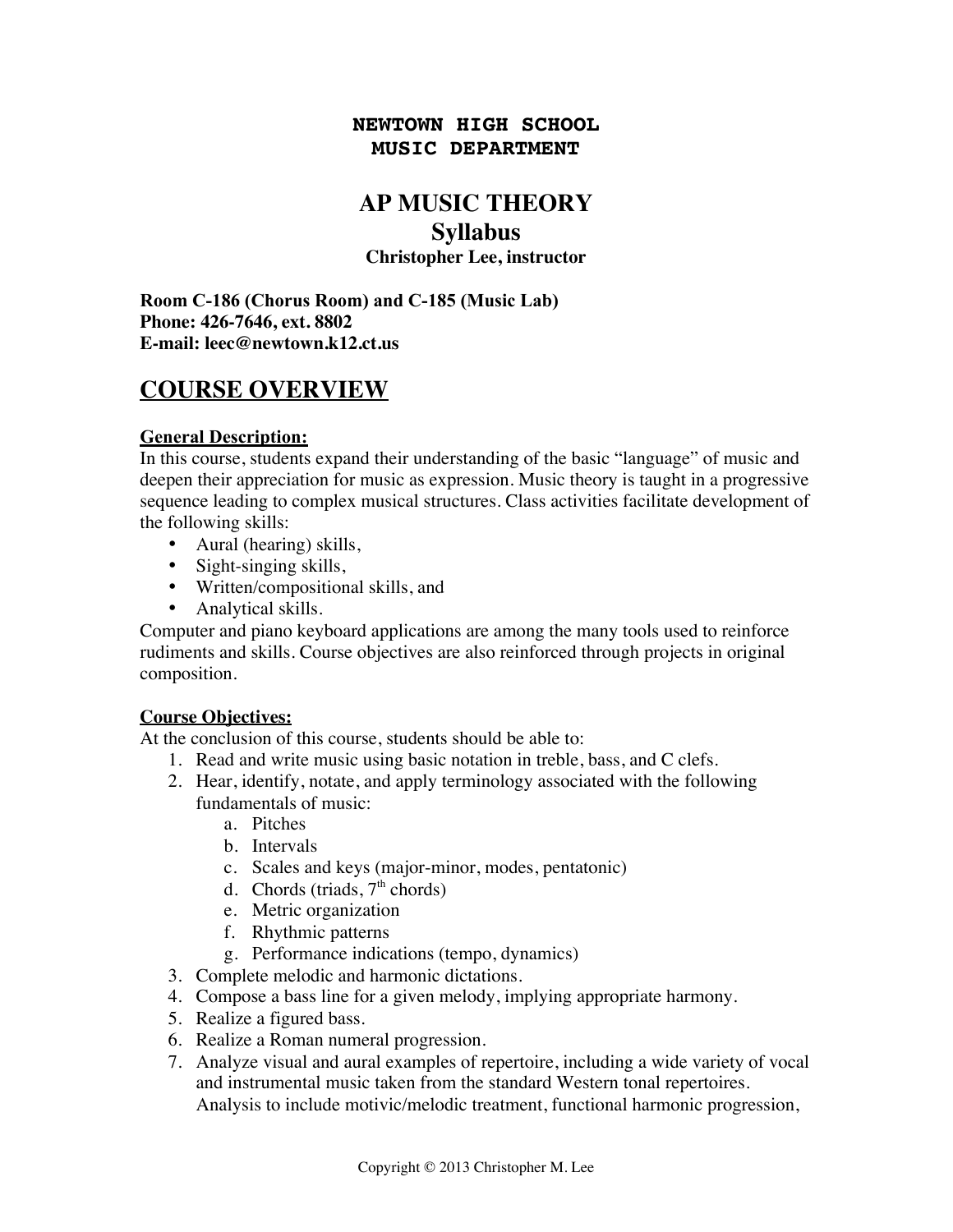**NEWTOWN HIGH SCHOOL**
**MUSIC DEPARTMENT**

# AP MUSIC THEORY
## Syllabus
**Christopher Lee, instructor**

**Room C-186 (Chorus Room) and C-185 (Music Lab)**
**Phone: 426-7646, ext. 8802**
**E-mail: leec@newtown.k12.ct.us**

## COURSE OVERVIEW

**General Description:**
In this course, students expand their understanding of the basic "language" of music and deepen their appreciation for music as expression. Music theory is taught in a progressive sequence leading to complex musical structures. Class activities facilitate development of the following skills:

- Aural (hearing) skills,
- Sight-singing skills,
- Written/compositional skills, and
- Analytical skills.

Computer and piano keyboard applications are among the many tools used to reinforce rudiments and skills. Course objectives are also reinforced through projects in original composition.

**Course Objectives:**
At the conclusion of this course, students should be able to:

1. Read and write music using basic notation in treble, bass, and C clefs.
2. Hear, identify, notate, and apply terminology associated with the following fundamentals of music:
   a. Pitches
   b. Intervals
   c. Scales and keys (major-minor, modes, pentatonic)
   d. Chords (triads, 7th chords)
   e. Metric organization
   f. Rhythmic patterns
   g. Performance indications (tempo, dynamics)
3. Complete melodic and harmonic dictations.
4. Compose a bass line for a given melody, implying appropriate harmony.
5. Realize a figured bass.
6. Realize a Roman numeral progression.
7. Analyze visual and aural examples of repertoire, including a wide variety of vocal and instrumental music taken from the standard Western tonal repertoires. Analysis to include motivic/melodic treatment, functional harmonic progression,

Copyright © 2013 Christopher M. Lee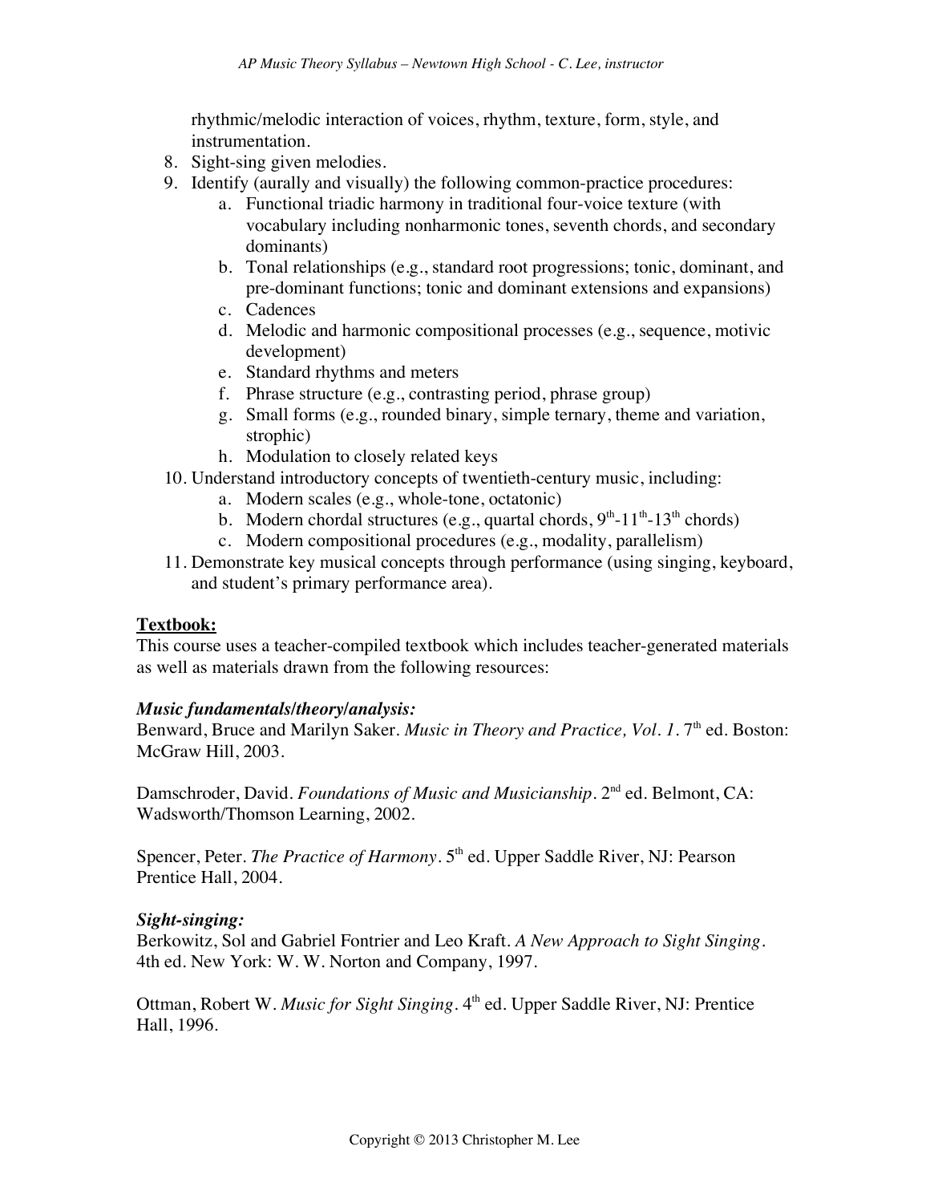rhythmic/melodic interaction of voices, rhythm, texture, form, style, and instrumentation.

8. Sight-sing given melodies.
9. Identify (aurally and visually) the following common-practice procedures:
    a. Functional triadic harmony in traditional four-voice texture (with vocabulary including nonharmonic tones, seventh chords, and secondary dominants)
    b. Tonal relationships (e.g., standard root progressions; tonic, dominant, and pre-dominant functions; tonic and dominant extensions and expansions)
    c. Cadences
    d. Melodic and harmonic compositional processes (e.g., sequence, motivic development)
    e. Standard rhythms and meters
    f. Phrase structure (e.g., contrasting period, phrase group)
    g. Small forms (e.g., rounded binary, simple ternary, theme and variation, strophic)
    h. Modulation to closely related keys
10. Understand introductory concepts of twentieth-century music, including:
    a. Modern scales (e.g., whole-tone, octatonic)
    b. Modern chordal structures (e.g., quartal chords, $9^{th}$-$11^{th}$-$13^{th}$ chords)
    c. Modern compositional procedures (e.g., modality, parallelism)
11. Demonstrate key musical concepts through performance (using singing, keyboard, and student's primary performance area).

**Textbook:**

This course uses a teacher-compiled textbook which includes teacher-generated materials as well as materials drawn from the following resources:

***Music fundamentals/theory/analysis:***

Benward, Bruce and Marilyn Saker. *Music in Theory and Practice, Vol. 1*. 7th ed. Boston: McGraw Hill, 2003.

Damschroder, David. *Foundations of Music and Musicianship*. 2nd ed. Belmont, CA: Wadsworth/Thomson Learning, 2002.

Spencer, Peter. *The Practice of Harmony*. 5th ed. Upper Saddle River, NJ: Pearson Prentice Hall, 2004.

***Sight-singing:***

Berkowitz, Sol and Gabriel Fontrier and Leo Kraft. *A New Approach to Sight Singing*. 4th ed. New York: W. W. Norton and Company, 1997.

Ottman, Robert W. *Music for Sight Singing*. 4th ed. Upper Saddle River, NJ: Prentice Hall, 1996.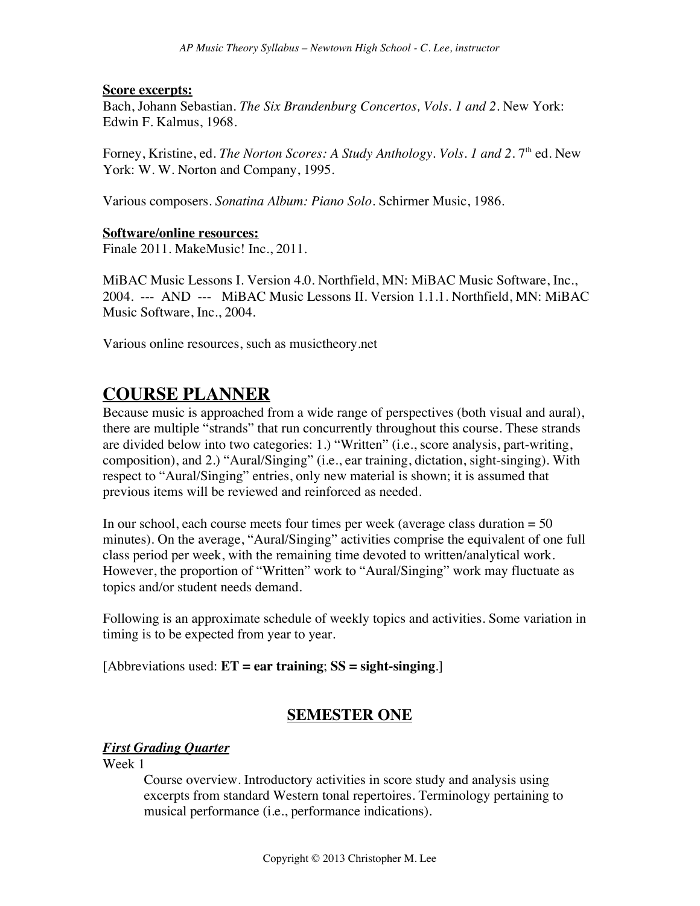**Score excerpts:**

Bach, Johann Sebastian. *The Six Brandenburg Concertos, Vols. 1 and 2*. New York: Edwin F. Kalmus, 1968.

Forney, Kristine, ed. *The Norton Scores: A Study Anthology*. *Vols. 1 and 2*. 7th ed. New York: W. W. Norton and Company, 1995.

Various composers. *Sonatina Album: Piano Solo*. Schirmer Music, 1986.

**Software/online resources:**

Finale 2011. MakeMusic! Inc., 2011.

MiBAC Music Lessons I. Version 4.0. Northfield, MN: MiBAC Music Software, Inc., 2004. --- AND --- MiBAC Music Lessons II. Version 1.1.1. Northfield, MN: MiBAC Music Software, Inc., 2004.

Various online resources, such as musictheory.net

# COURSE PLANNER

Because music is approached from a wide range of perspectives (both visual and aural), there are multiple "strands" that run concurrently throughout this course. These strands are divided below into two categories: 1.) "Written" (i.e., score analysis, part-writing, composition), and 2.) "Aural/Singing" (i.e., ear training, dictation, sight-singing). With respect to "Aural/Singing" entries, only new material is shown; it is assumed that previous items will be reviewed and reinforced as needed.

In our school, each course meets four times per week (average class duration = 50 minutes). On the average, "Aural/Singing" activities comprise the equivalent of one full class period per week, with the remaining time devoted to written/analytical work. However, the proportion of "Written" work to "Aural/Singing" work may fluctuate as topics and/or student needs demand.

Following is an approximate schedule of weekly topics and activities. Some variation in timing is to be expected from year to year.

[Abbreviations used: **ET = ear training**; **SS = sight-singing**.]

## SEMESTER ONE

***First Grading Quarter***

Week 1

Course overview. Introductory activities in score study and analysis using excerpts from standard Western tonal repertoires. Terminology pertaining to musical performance (i.e., performance indications).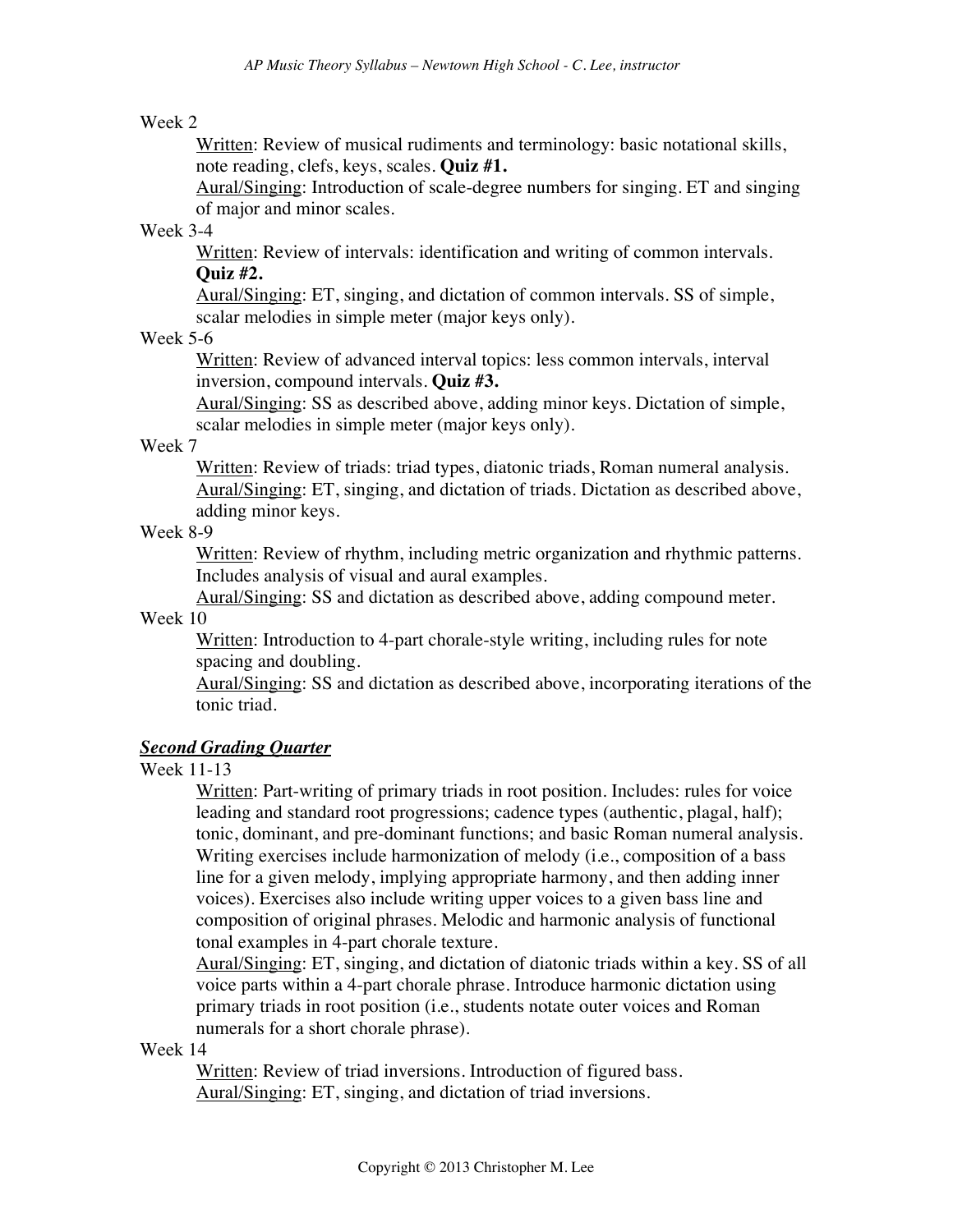Week 2

Written: Review of musical rudiments and terminology: basic notational skills, note reading, clefs, keys, scales. **Quiz #1.**

Aural/Singing: Introduction of scale-degree numbers for singing. ET and singing of major and minor scales.

Week 3-4

Written: Review of intervals: identification and writing of common intervals. **Quiz #2.**

Aural/Singing: ET, singing, and dictation of common intervals. SS of simple, scalar melodies in simple meter (major keys only).

Week 5-6

Written: Review of advanced interval topics: less common intervals, interval inversion, compound intervals. **Quiz #3.**

Aural/Singing: SS as described above, adding minor keys. Dictation of simple, scalar melodies in simple meter (major keys only).

Week 7

Written: Review of triads: triad types, diatonic triads, Roman numeral analysis.

Aural/Singing: ET, singing, and dictation of triads. Dictation as described above, adding minor keys.

Week 8-9

Written: Review of rhythm, including metric organization and rhythmic patterns. Includes analysis of visual and aural examples.

Aural/Singing: SS and dictation as described above, adding compound meter.

Week 10

Written: Introduction to 4-part chorale-style writing, including rules for note spacing and doubling.

Aural/Singing: SS and dictation as described above, incorporating iterations of the tonic triad.

## ***Second Grading Quarter***

Week 11-13

Written: Part-writing of primary triads in root position. Includes: rules for voice leading and standard root progressions; cadence types (authentic, plagal, half); tonic, dominant, and pre-dominant functions; and basic Roman numeral analysis. Writing exercises include harmonization of melody (i.e., composition of a bass line for a given melody, implying appropriate harmony, and then adding inner voices). Exercises also include writing upper voices to a given bass line and composition of original phrases. Melodic and harmonic analysis of functional tonal examples in 4-part chorale texture.

Aural/Singing: ET, singing, and dictation of diatonic triads within a key. SS of all voice parts within a 4-part chorale phrase. Introduce harmonic dictation using primary triads in root position (i.e., students notate outer voices and Roman numerals for a short chorale phrase).

Week 14

Written: Review of triad inversions. Introduction of figured bass.

Aural/Singing: ET, singing, and dictation of triad inversions.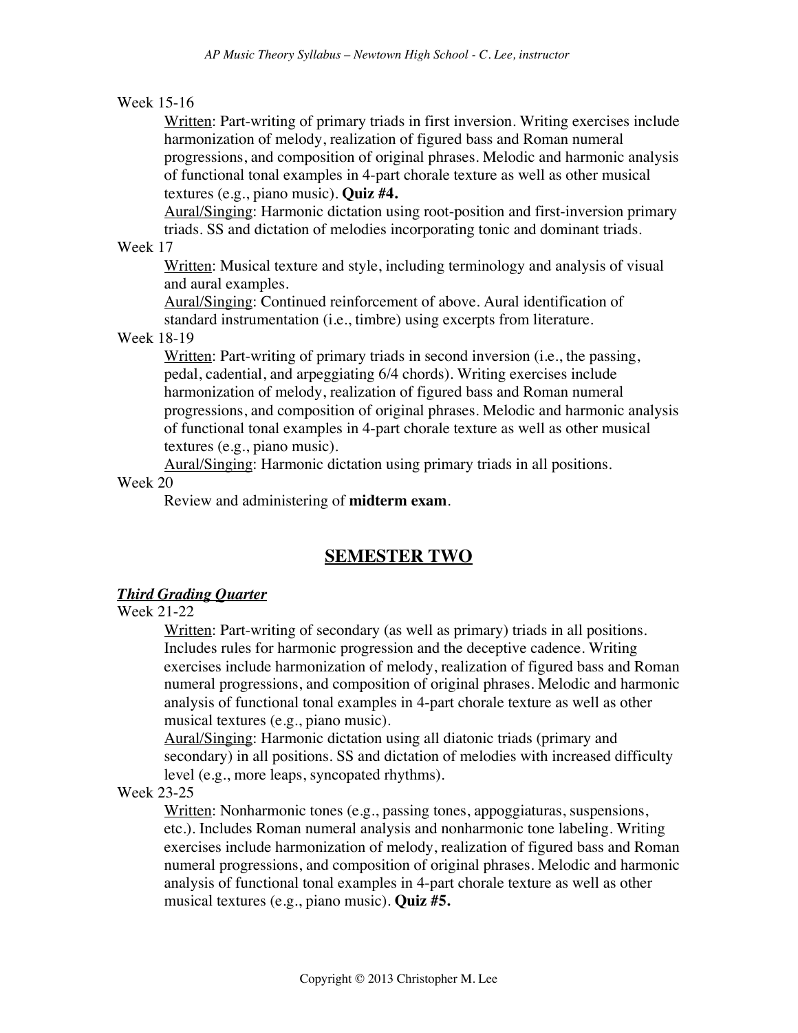Week 15-16

Written: Part-writing of primary triads in first inversion. Writing exercises include harmonization of melody, realization of figured bass and Roman numeral progressions, and composition of original phrases. Melodic and harmonic analysis of functional tonal examples in 4-part chorale texture as well as other musical textures (e.g., piano music). **Quiz #4.**

Aural/Singing: Harmonic dictation using root-position and first-inversion primary triads. SS and dictation of melodies incorporating tonic and dominant triads.

Week 17

Written: Musical texture and style, including terminology and analysis of visual and aural examples.

Aural/Singing: Continued reinforcement of above. Aural identification of standard instrumentation (i.e., timbre) using excerpts from literature.

Week 18-19

Written: Part-writing of primary triads in second inversion (i.e., the passing, pedal, cadential, and arpeggiating 6/4 chords). Writing exercises include harmonization of melody, realization of figured bass and Roman numeral progressions, and composition of original phrases. Melodic and harmonic analysis of functional tonal examples in 4-part chorale texture as well as other musical textures (e.g., piano music).

Aural/Singing: Harmonic dictation using primary triads in all positions.

Week 20

Review and administering of **midterm exam**.

## SEMESTER TWO

### ***Third Grading Quarter***

Week 21-22

Written: Part-writing of secondary (as well as primary) triads in all positions. Includes rules for harmonic progression and the deceptive cadence. Writing exercises include harmonization of melody, realization of figured bass and Roman numeral progressions, and composition of original phrases. Melodic and harmonic analysis of functional tonal examples in 4-part chorale texture as well as other musical textures (e.g., piano music).

Aural/Singing: Harmonic dictation using all diatonic triads (primary and secondary) in all positions. SS and dictation of melodies with increased difficulty level (e.g., more leaps, syncopated rhythms).

Week 23-25

Written: Nonharmonic tones (e.g., passing tones, appoggiaturas, suspensions, etc.). Includes Roman numeral analysis and nonharmonic tone labeling. Writing exercises include harmonization of melody, realization of figured bass and Roman numeral progressions, and composition of original phrases. Melodic and harmonic analysis of functional tonal examples in 4-part chorale texture as well as other musical textures (e.g., piano music). **Quiz #5.**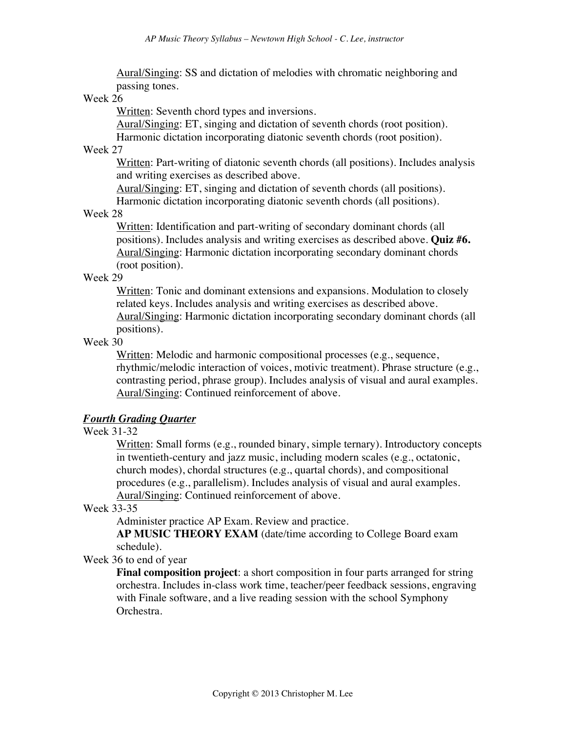<u>Aural/Singing</u>: SS and dictation of melodies with chromatic neighboring and passing tones.

Week 26

<u>Written</u>: Seventh chord types and inversions.
<u>Aural/Singing</u>: ET, singing and dictation of seventh chords (root position). Harmonic dictation incorporating diatonic seventh chords (root position).

Week 27

<u>Written</u>: Part-writing of diatonic seventh chords (all positions). Includes analysis and writing exercises as described above.
<u>Aural/Singing</u>: ET, singing and dictation of seventh chords (all positions). Harmonic dictation incorporating diatonic seventh chords (all positions).

Week 28

<u>Written</u>: Identification and part-writing of secondary dominant chords (all positions). Includes analysis and writing exercises as described above. **Quiz #6.**
<u>Aural/Singing</u>: Harmonic dictation incorporating secondary dominant chords (root position).

Week 29

<u>Written</u>: Tonic and dominant extensions and expansions. Modulation to closely related keys. Includes analysis and writing exercises as described above.
<u>Aural/Singing</u>: Harmonic dictation incorporating secondary dominant chords (all positions).

Week 30

<u>Written</u>: Melodic and harmonic compositional processes (e.g., sequence, rhythmic/melodic interaction of voices, motivic treatment). Phrase structure (e.g., contrasting period, phrase group). Includes analysis of visual and aural examples.
<u>Aural/Singing</u>: Continued reinforcement of above.

### ***<u>Fourth Grading Quarter</u>***

Week 31-32

<u>Written</u>: Small forms (e.g., rounded binary, simple ternary). Introductory concepts in twentieth-century and jazz music, including modern scales (e.g., octatonic, church modes), chordal structures (e.g., quartal chords), and compositional procedures (e.g., parallelism). Includes analysis of visual and aural examples.
<u>Aural/Singing</u>: Continued reinforcement of above.

Week 33-35

Administer practice AP Exam. Review and practice.
**AP MUSIC THEORY EXAM** (date/time according to College Board exam schedule).

Week 36 to end of year

**Final composition project**: a short composition in four parts arranged for string orchestra. Includes in-class work time, teacher/peer feedback sessions, engraving with Finale software, and a live reading session with the school Symphony Orchestra.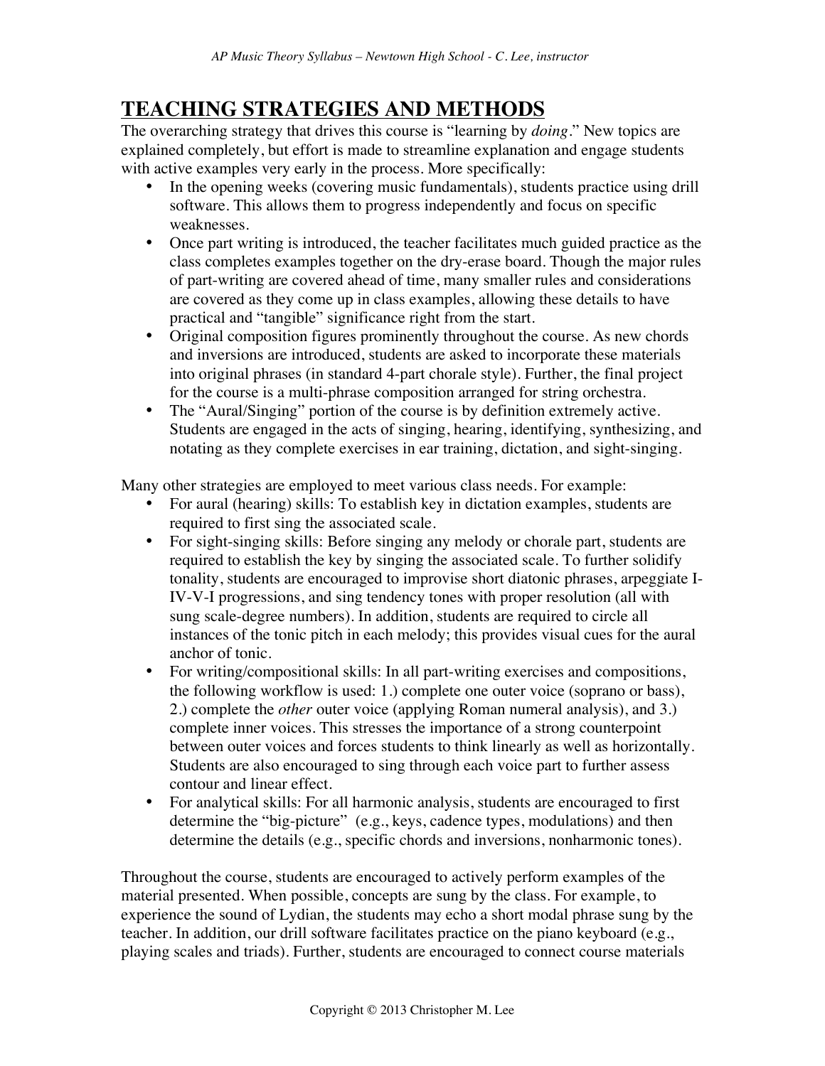# TEACHING STRATEGIES AND METHODS

The overarching strategy that drives this course is "learning by *doing*." New topics are explained completely, but effort is made to streamline explanation and engage students with active examples very early in the process. More specifically:

- In the opening weeks (covering music fundamentals), students practice using drill software. This allows them to progress independently and focus on specific weaknesses.
- Once part writing is introduced, the teacher facilitates much guided practice as the class completes examples together on the dry-erase board. Though the major rules of part-writing are covered ahead of time, many smaller rules and considerations are covered as they come up in class examples, allowing these details to have practical and "tangible" significance right from the start.
- Original composition figures prominently throughout the course. As new chords and inversions are introduced, students are asked to incorporate these materials into original phrases (in standard 4-part chorale style). Further, the final project for the course is a multi-phrase composition arranged for string orchestra.
- The "Aural/Singing" portion of the course is by definition extremely active. Students are engaged in the acts of singing, hearing, identifying, synthesizing, and notating as they complete exercises in ear training, dictation, and sight-singing.

Many other strategies are employed to meet various class needs. For example:

- For aural (hearing) skills: To establish key in dictation examples, students are required to first sing the associated scale.
- For sight-singing skills: Before singing any melody or chorale part, students are required to establish the key by singing the associated scale. To further solidify tonality, students are encouraged to improvise short diatonic phrases, arpeggiate I-IV-V-I progressions, and sing tendency tones with proper resolution (all with sung scale-degree numbers). In addition, students are required to circle all instances of the tonic pitch in each melody; this provides visual cues for the aural anchor of tonic.
- For writing/compositional skills: In all part-writing exercises and compositions, the following workflow is used: 1.) complete one outer voice (soprano or bass), 2.) complete the *other* outer voice (applying Roman numeral analysis), and 3.) complete inner voices. This stresses the importance of a strong counterpoint between outer voices and forces students to think linearly as well as horizontally. Students are also encouraged to sing through each voice part to further assess contour and linear effect.
- For analytical skills: For all harmonic analysis, students are encouraged to first determine the "big-picture" (e.g., keys, cadence types, modulations) and then determine the details (e.g., specific chords and inversions, nonharmonic tones).

Throughout the course, students are encouraged to actively perform examples of the material presented. When possible, concepts are sung by the class. For example, to experience the sound of Lydian, the students may echo a short modal phrase sung by the teacher. In addition, our drill software facilitates practice on the piano keyboard (e.g., playing scales and triads). Further, students are encouraged to connect course materials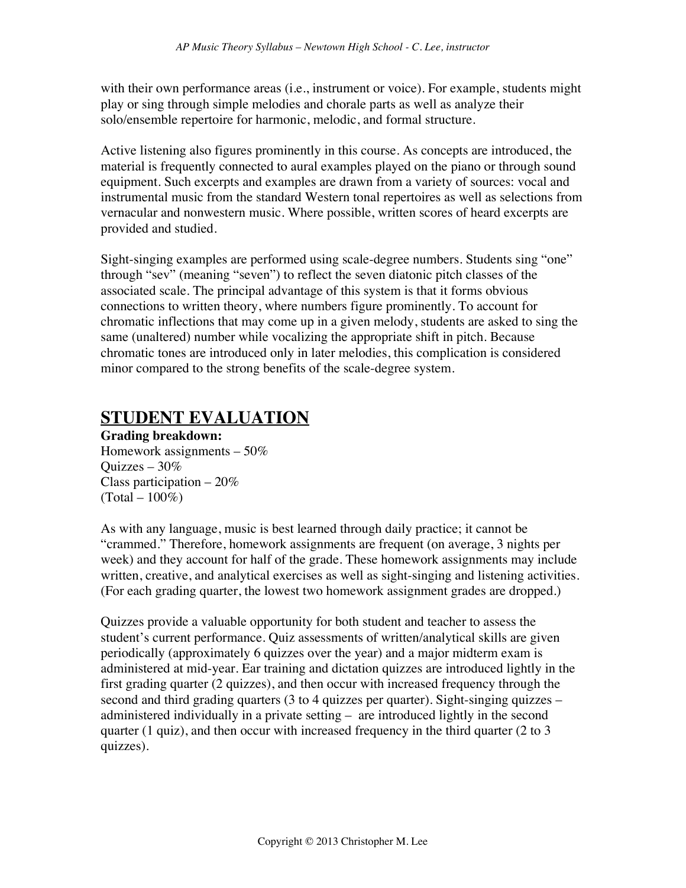with their own performance areas (i.e., instrument or voice). For example, students might play or sing through simple melodies and chorale parts as well as analyze their solo/ensemble repertoire for harmonic, melodic, and formal structure.

Active listening also figures prominently in this course. As concepts are introduced, the material is frequently connected to aural examples played on the piano or through sound equipment. Such excerpts and examples are drawn from a variety of sources: vocal and instrumental music from the standard Western tonal repertoires as well as selections from vernacular and nonwestern music. Where possible, written scores of heard excerpts are provided and studied.

Sight-singing examples are performed using scale-degree numbers. Students sing "one" through "sev" (meaning "seven") to reflect the seven diatonic pitch classes of the associated scale. The principal advantage of this system is that it forms obvious connections to written theory, where numbers figure prominently. To account for chromatic inflections that may come up in a given melody, students are asked to sing the same (unaltered) number while vocalizing the appropriate shift in pitch. Because chromatic tones are introduced only in later melodies, this complication is considered minor compared to the strong benefits of the scale-degree system.

## STUDENT EVALUATION

**Grading breakdown:**
Homework assignments – 50%
Quizzes – 30%
Class participation – 20%
(Total – 100%)

As with any language, music is best learned through daily practice; it cannot be "crammed." Therefore, homework assignments are frequent (on average, 3 nights per week) and they account for half of the grade. These homework assignments may include written, creative, and analytical exercises as well as sight-singing and listening activities. (For each grading quarter, the lowest two homework assignment grades are dropped.)

Quizzes provide a valuable opportunity for both student and teacher to assess the student's current performance. Quiz assessments of written/analytical skills are given periodically (approximately 6 quizzes over the year) and a major midterm exam is administered at mid-year. Ear training and dictation quizzes are introduced lightly in the first grading quarter (2 quizzes), and then occur with increased frequency through the second and third grading quarters (3 to 4 quizzes per quarter). Sight-singing quizzes – administered individually in a private setting – are introduced lightly in the second quarter (1 quiz), and then occur with increased frequency in the third quarter (2 to 3 quizzes).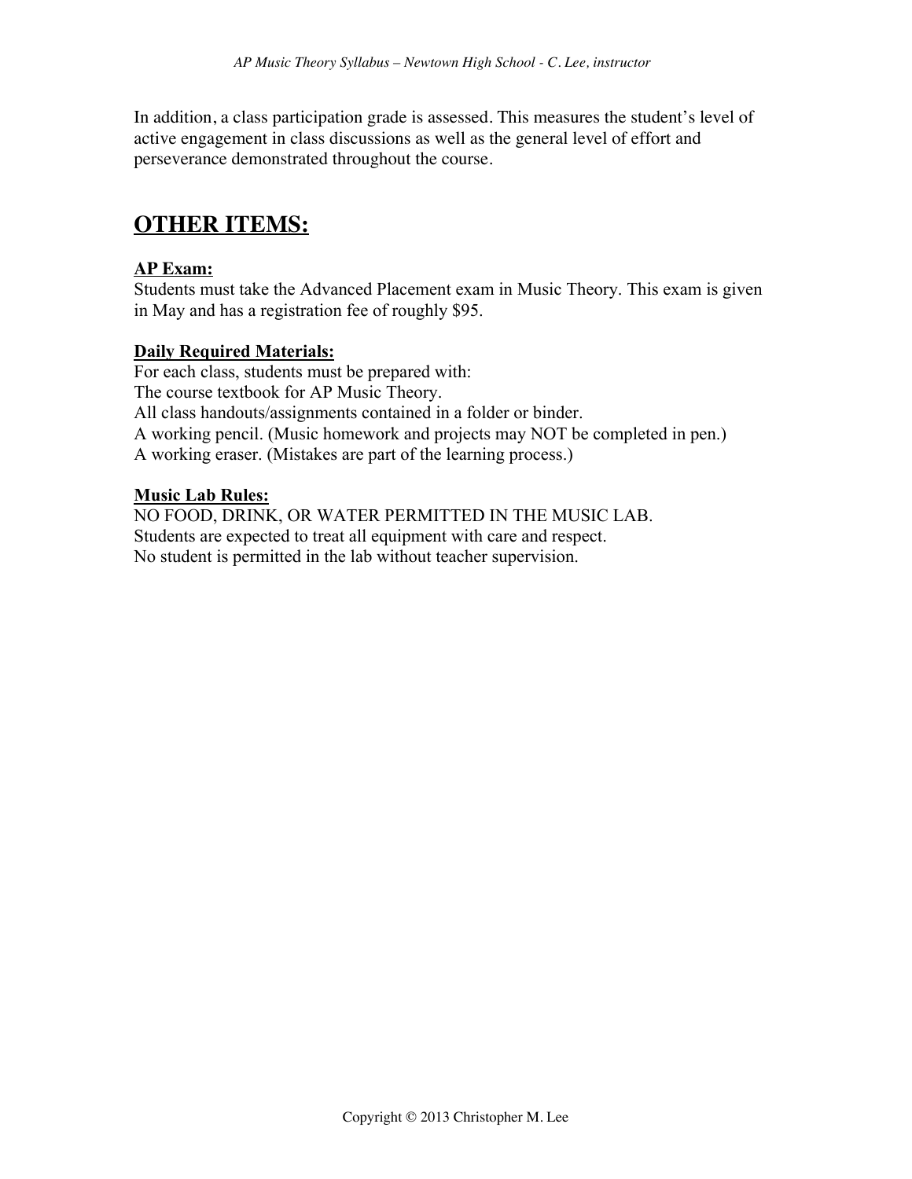In addition, a class participation grade is assessed. This measures the student's level of active engagement in class discussions as well as the general level of effort and perseverance demonstrated throughout the course.

## OTHER ITEMS:

**AP Exam:**

Students must take the Advanced Placement exam in Music Theory. This exam is given in May and has a registration fee of roughly $95.

**Daily Required Materials:**

For each class, students must be prepared with:
The course textbook for AP Music Theory.
All class handouts/assignments contained in a folder or binder.
A working pencil. (Music homework and projects may NOT be completed in pen.)
A working eraser. (Mistakes are part of the learning process.)

**Music Lab Rules:**

NO FOOD, DRINK, OR WATER PERMITTED IN THE MUSIC LAB.
Students are expected to treat all equipment with care and respect.
No student is permitted in the lab without teacher supervision.